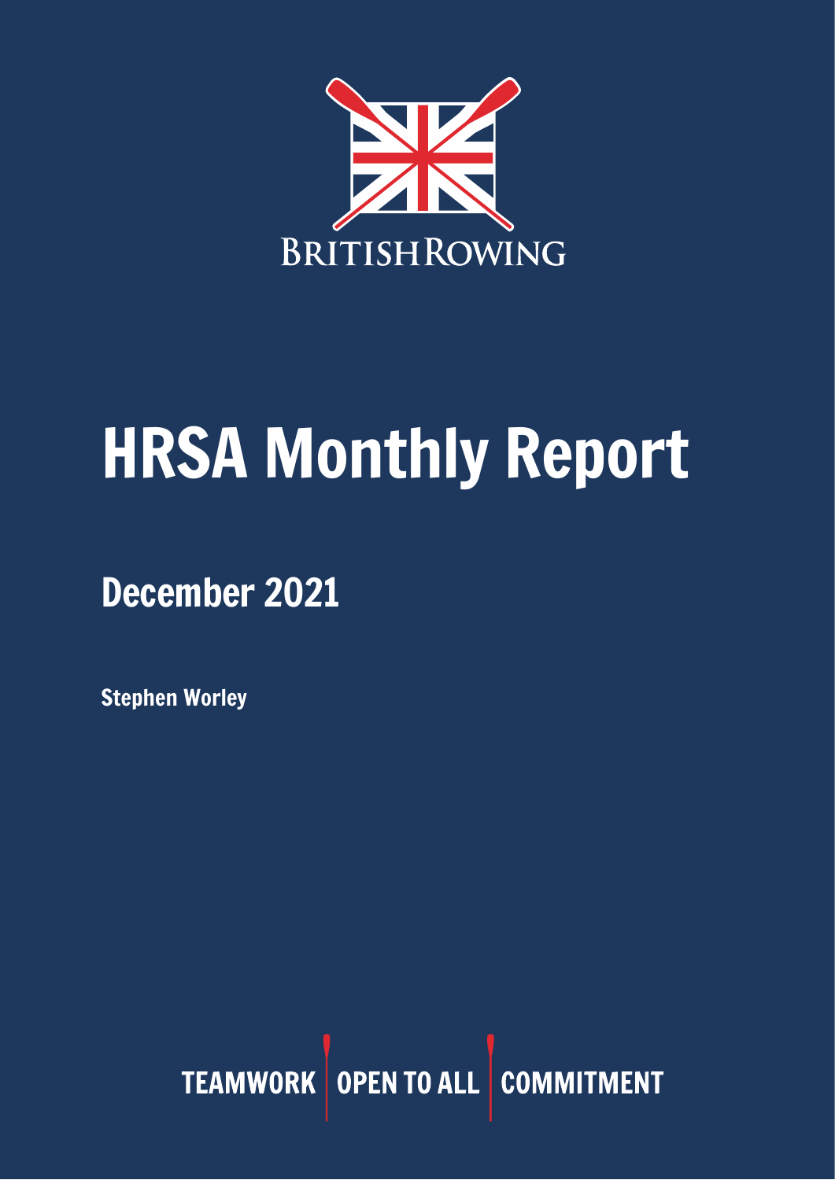BRITISH ROWING

# HRSA Monthly Report

## December 2021

**Stephen Worley**

TEAMWORK | OPEN TO ALL | COMMITMENT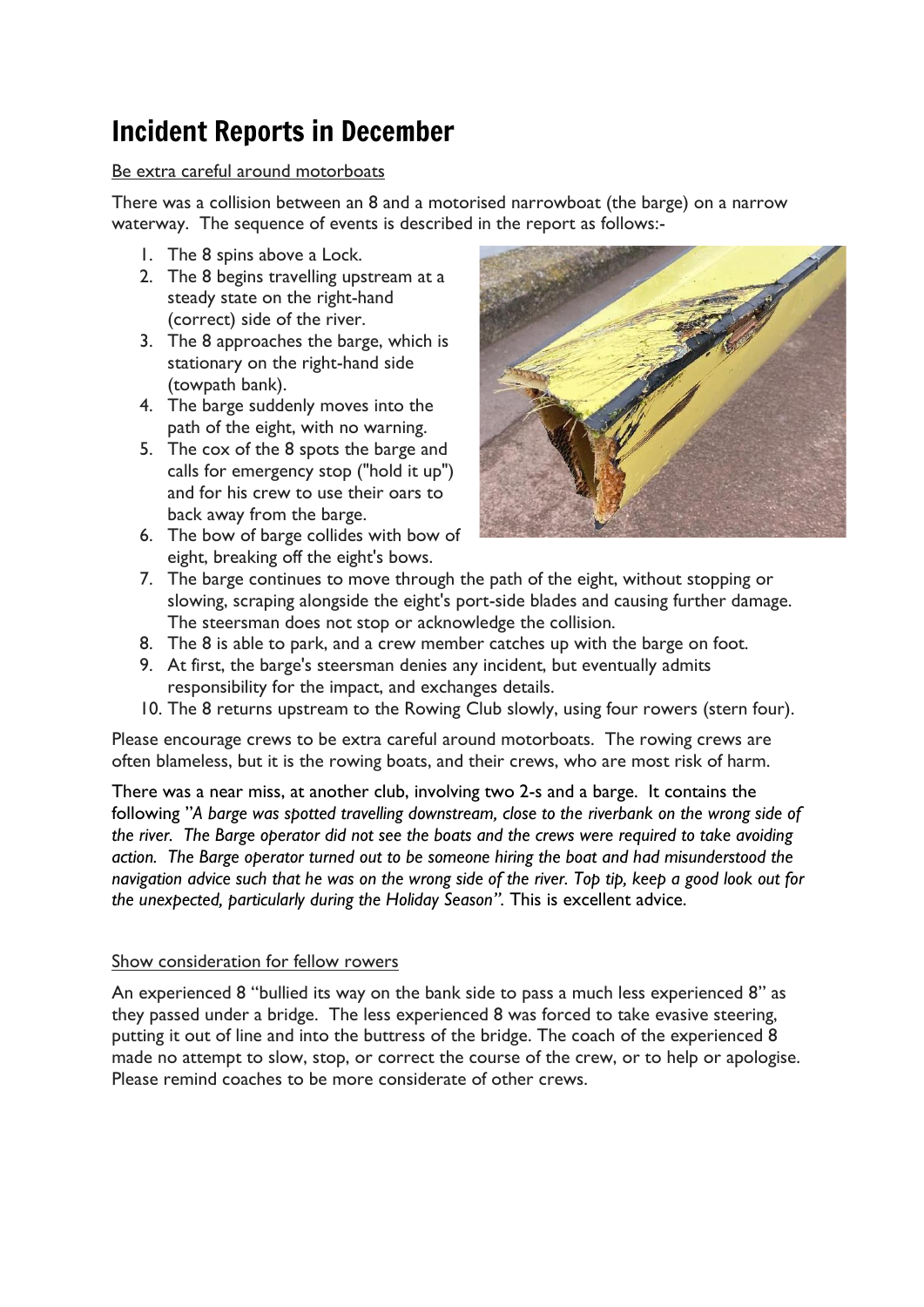# Incident Reports in December

Be extra careful around motorboats

There was a collision between an 8 and a motorised narrowboat (the barge) on a narrow waterway. The sequence of events is described in the report as follows:-

1. The 8 spins above a Lock.
2. The 8 begins travelling upstream at a steady state on the right-hand (correct) side of the river.
3. The 8 approaches the barge, which is stationary on the right-hand side (towpath bank).
4. The barge suddenly moves into the path of the eight, with no warning.
5. The cox of the 8 spots the barge and calls for emergency stop ("hold it up") and for his crew to use their oars to back away from the barge.
6. The bow of barge collides with bow of eight, breaking off the eight's bows.
7. The barge continues to move through the path of the eight, without stopping or slowing, scraping alongside the eight's port-side blades and causing further damage. The steersman does not stop or acknowledge the collision.
8. The 8 is able to park, and a crew member catches up with the barge on foot.
9. At first, the barge's steersman denies any incident, but eventually admits responsibility for the impact, and exchanges details.
10. The 8 returns upstream to the Rowing Club slowly, using four rowers (stern four).

Please encourage crews to be extra careful around motorboats. The rowing crews are often blameless, but it is the rowing boats, and their crews, who are most risk of harm.

There was a near miss, at another club, involving two 2-s and a barge. It contains the following "*A barge was spotted travelling downstream, close to the riverbank on the wrong side of the river. The Barge operator did not see the boats and the crews were required to take avoiding action. The Barge operator turned out to be someone hiring the boat and had misunderstood the navigation advice such that he was on the wrong side of the river. Top tip, keep a good look out for the unexpected, particularly during the Holiday Season*". This is excellent advice.

Show consideration for fellow rowers

An experienced 8 "bullied its way on the bank side to pass a much less experienced 8" as they passed under a bridge. The less experienced 8 was forced to take evasive steering, putting it out of line and into the buttress of the bridge. The coach of the experienced 8 made no attempt to slow, stop, or correct the course of the crew, or to help or apologise. Please remind coaches to be more considerate of other crews.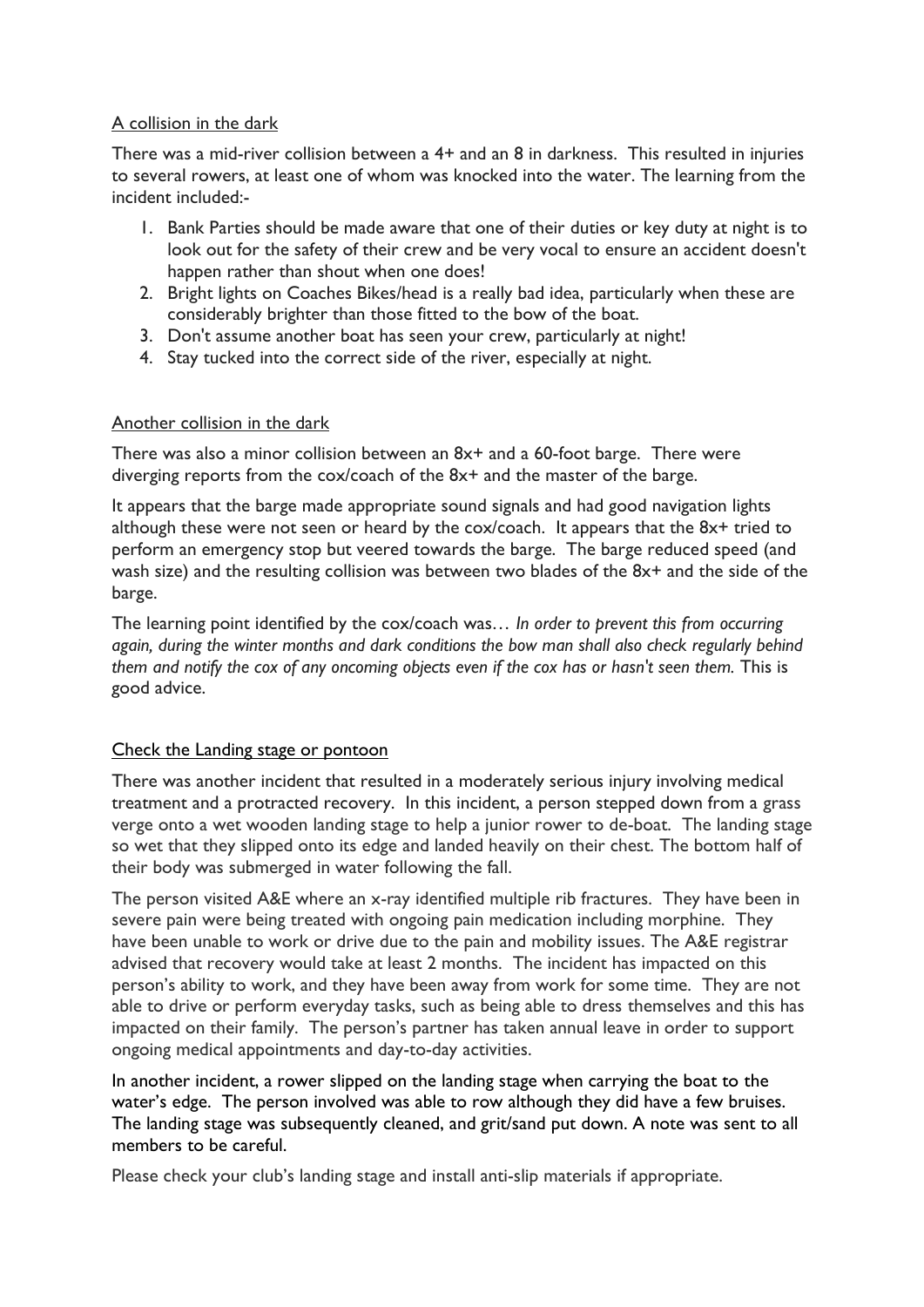<u>A collision in the dark</u>

There was a mid-river collision between a 4+ and an 8 in darkness. This resulted in injuries to several rowers, at least one of whom was knocked into the water. The learning from the incident included:-

1. Bank Parties should be made aware that one of their duties or key duty at night is to look out for the safety of their crew and be very vocal to ensure an accident doesn't happen rather than shout when one does!
2. Bright lights on Coaches Bikes/head is a really bad idea, particularly when these are considerably brighter than those fitted to the bow of the boat.
3. Don't assume another boat has seen your crew, particularly at night!
4. Stay tucked into the correct side of the river, especially at night.

<u>Another collision in the dark</u>

There was also a minor collision between an 8x+ and a 60-foot barge. There were diverging reports from the cox/coach of the 8x+ and the master of the barge.

It appears that the barge made appropriate sound signals and had good navigation lights although these were not seen or heard by the cox/coach. It appears that the 8x+ tried to perform an emergency stop but veered towards the barge. The barge reduced speed (and wash size) and the resulting collision was between two blades of the 8x+ and the side of the barge.

The learning point identified by the cox/coach was… *In order to prevent this from occurring again, during the winter months and dark conditions the bow man shall also check regularly behind them and notify the cox of any oncoming objects even if the cox has or hasn't seen them.* This is good advice.

<u>Check the Landing stage or pontoon</u>

There was another incident that resulted in a moderately serious injury involving medical treatment and a protracted recovery. In this incident, a person stepped down from a grass verge onto a wet wooden landing stage to help a junior rower to de-boat. The landing stage so wet that they slipped onto its edge and landed heavily on their chest. The bottom half of their body was submerged in water following the fall.

The person visited A&E where an x-ray identified multiple rib fractures. They have been in severe pain were being treated with ongoing pain medication including morphine. They have been unable to work or drive due to the pain and mobility issues. The A&E registrar advised that recovery would take at least 2 months. The incident has impacted on this person's ability to work, and they have been away from work for some time. They are not able to drive or perform everyday tasks, such as being able to dress themselves and this has impacted on their family. The person's partner has taken annual leave in order to support ongoing medical appointments and day-to-day activities.

In another incident, a rower slipped on the landing stage when carrying the boat to the water's edge. The person involved was able to row although they did have a few bruises. The landing stage was subsequently cleaned, and grit/sand put down. A note was sent to all members to be careful.

Please check your club's landing stage and install anti-slip materials if appropriate.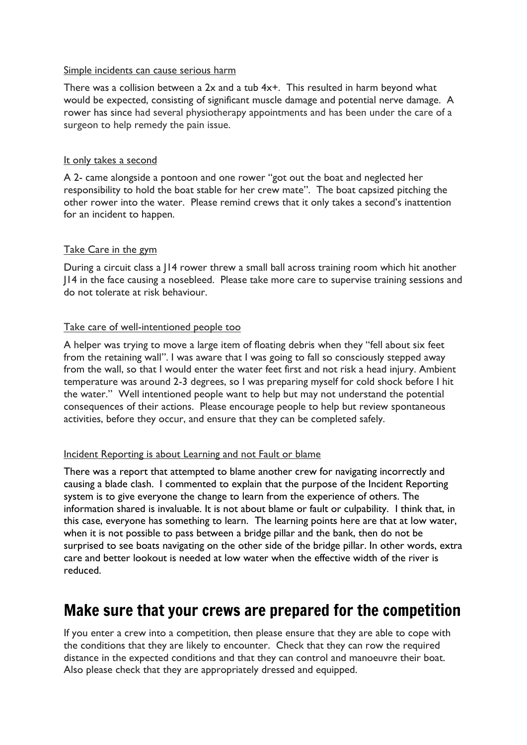<u>Simple incidents can cause serious harm</u>

There was a collision between a 2x and a tub 4x+. This resulted in harm beyond what would be expected, consisting of significant muscle damage and potential nerve damage. A rower has since had several physiotherapy appointments and has been under the care of a surgeon to help remedy the pain issue.

<u>It only takes a second</u>

A 2- came alongside a pontoon and one rower "got out the boat and neglected her responsibility to hold the boat stable for her crew mate". The boat capsized pitching the other rower into the water. Please remind crews that it only takes a second's inattention for an incident to happen.

<u>Take Care in the gym</u>

During a circuit class a J14 rower threw a small ball across training room which hit another J14 in the face causing a nosebleed. Please take more care to supervise training sessions and do not tolerate at risk behaviour.

<u>Take care of well-intentioned people too</u>

A helper was trying to move a large item of floating debris when they "fell about six feet from the retaining wall". I was aware that I was going to fall so consciously stepped away from the wall, so that I would enter the water feet first and not risk a head injury. Ambient temperature was around 2-3 degrees, so I was preparing myself for cold shock before I hit the water." Well intentioned people want to help but may not understand the potential consequences of their actions. Please encourage people to help but review spontaneous activities, before they occur, and ensure that they can be completed safely.

<u>Incident Reporting is about Learning and not Fault or blame</u>

There was a report that attempted to blame another crew for navigating incorrectly and causing a blade clash. I commented to explain that the purpose of the Incident Reporting system is to give everyone the change to learn from the experience of others. The information shared is invaluable. It is not about blame or fault or culpability. I think that, in this case, everyone has something to learn. The learning points here are that at low water, when it is not possible to pass between a bridge pillar and the bank, then do not be surprised to see boats navigating on the other side of the bridge pillar. In other words, extra care and better lookout is needed at low water when the effective width of the river is reduced.

# Make sure that your crews are prepared for the competition

If you enter a crew into a competition, then please ensure that they are able to cope with the conditions that they are likely to encounter. Check that they can row the required distance in the expected conditions and that they can control and manoeuvre their boat. Also please check that they are appropriately dressed and equipped.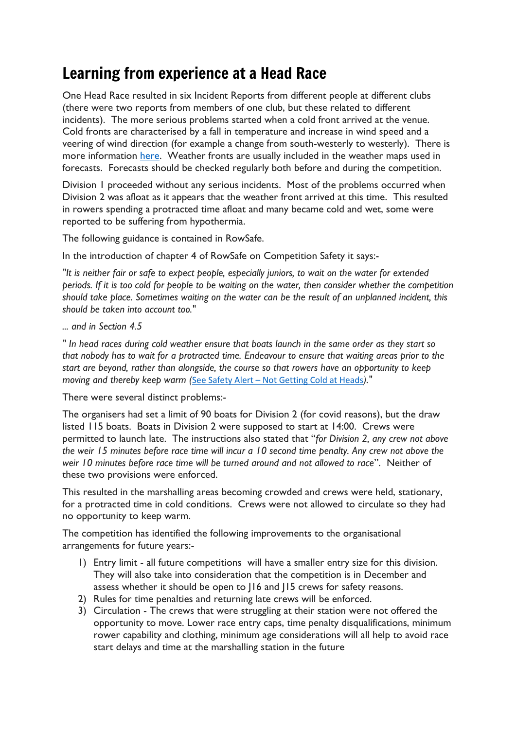# Learning from experience at a Head Race

One Head Race resulted in six Incident Reports from different people at different clubs (there were two reports from members of one club, but these related to different incidents). The more serious problems started when a cold front arrived at the venue. Cold fronts are characterised by a fall in temperature and increase in wind speed and a veering of wind direction (for example a change from south-westerly to westerly). There is more information [here](). Weather fronts are usually included in the weather maps used in forecasts. Forecasts should be checked regularly both before and during the competition.

Division 1 proceeded without any serious incidents. Most of the problems occurred when Division 2 was afloat as it appears that the weather front arrived at this time. This resulted in rowers spending a protracted time afloat and many became cold and wet, some were reported to be suffering from hypothermia.

The following guidance is contained in RowSafe.

In the introduction of chapter 4 of RowSafe on Competition Safety it says:-

*"It is neither fair or safe to expect people, especially juniors, to wait on the water for extended periods. If it is too cold for people to be waiting on the water, then consider whether the competition should take place. Sometimes waiting on the water can be the result of an unplanned incident, this should be taken into account too."*

*... and in Section 4.5*

*" In head races during cold weather ensure that boats launch in the same order as they start so that nobody has to wait for a protracted time. Endeavour to ensure that waiting areas prior to the start are beyond, rather than alongside, the course so that rowers have an opportunity to keep moving and thereby keep warm ([See Safety Alert – Not Getting Cold at Heads]())."*

There were several distinct problems:-

The organisers had set a limit of 90 boats for Division 2 (for covid reasons), but the draw listed 115 boats. Boats in Division 2 were supposed to start at 14:00. Crews were permitted to launch late. The instructions also stated that "*for Division 2, any crew not above the weir 15 minutes before race time will incur a 10 second time penalty. Any crew not above the weir 10 minutes before race time will be turned around and not allowed to race*". Neither of these two provisions were enforced.

This resulted in the marshalling areas becoming crowded and crews were held, stationary, for a protracted time in cold conditions. Crews were not allowed to circulate so they had no opportunity to keep warm.

The competition has identified the following improvements to the organisational arrangements for future years:-

1) Entry limit - all future competitions will have a smaller entry size for this division. They will also take into consideration that the competition is in December and assess whether it should be open to J16 and J15 crews for safety reasons.
2) Rules for time penalties and returning late crews will be enforced.
3) Circulation - The crews that were struggling at their station were not offered the opportunity to move. Lower race entry caps, time penalty disqualifications, minimum rower capability and clothing, minimum age considerations will all help to avoid race start delays and time at the marshalling station in the future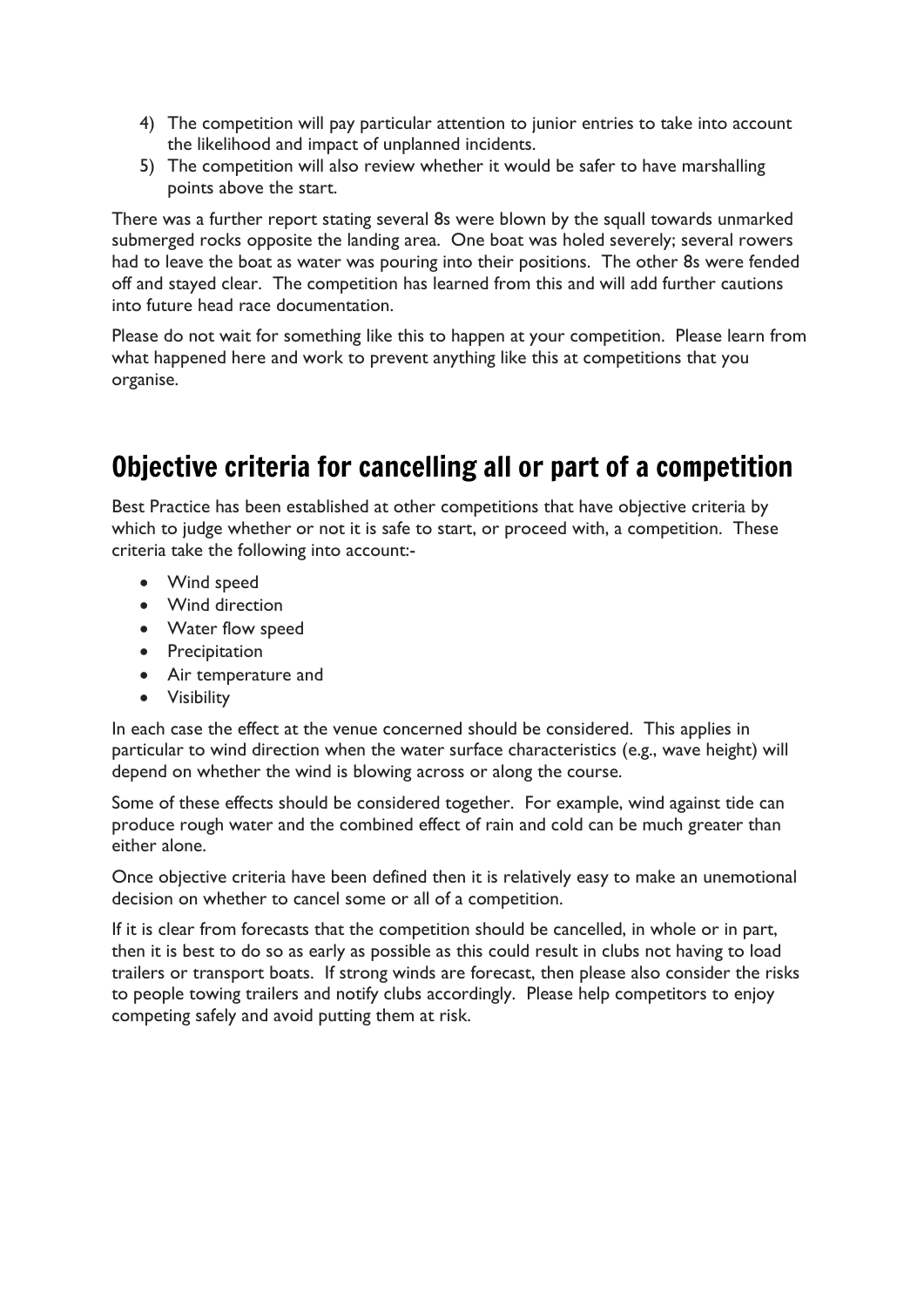4) The competition will pay particular attention to junior entries to take into account the likelihood and impact of unplanned incidents.
5) The competition will also review whether it would be safer to have marshalling points above the start.

There was a further report stating several 8s were blown by the squall towards unmarked submerged rocks opposite the landing area. One boat was holed severely; several rowers had to leave the boat as water was pouring into their positions. The other 8s were fended off and stayed clear. The competition has learned from this and will add further cautions into future head race documentation.

Please do not wait for something like this to happen at your competition. Please learn from what happened here and work to prevent anything like this at competitions that you organise.

## Objective criteria for cancelling all or part of a competition

Best Practice has been established at other competitions that have objective criteria by which to judge whether or not it is safe to start, or proceed with, a competition. These criteria take the following into account:-

- Wind speed
- Wind direction
- Water flow speed
- Precipitation
- Air temperature and
- Visibility

In each case the effect at the venue concerned should be considered. This applies in particular to wind direction when the water surface characteristics (e.g., wave height) will depend on whether the wind is blowing across or along the course.

Some of these effects should be considered together. For example, wind against tide can produce rough water and the combined effect of rain and cold can be much greater than either alone.

Once objective criteria have been defined then it is relatively easy to make an unemotional decision on whether to cancel some or all of a competition.

If it is clear from forecasts that the competition should be cancelled, in whole or in part, then it is best to do so as early as possible as this could result in clubs not having to load trailers or transport boats. If strong winds are forecast, then please also consider the risks to people towing trailers and notify clubs accordingly. Please help competitors to enjoy competing safely and avoid putting them at risk.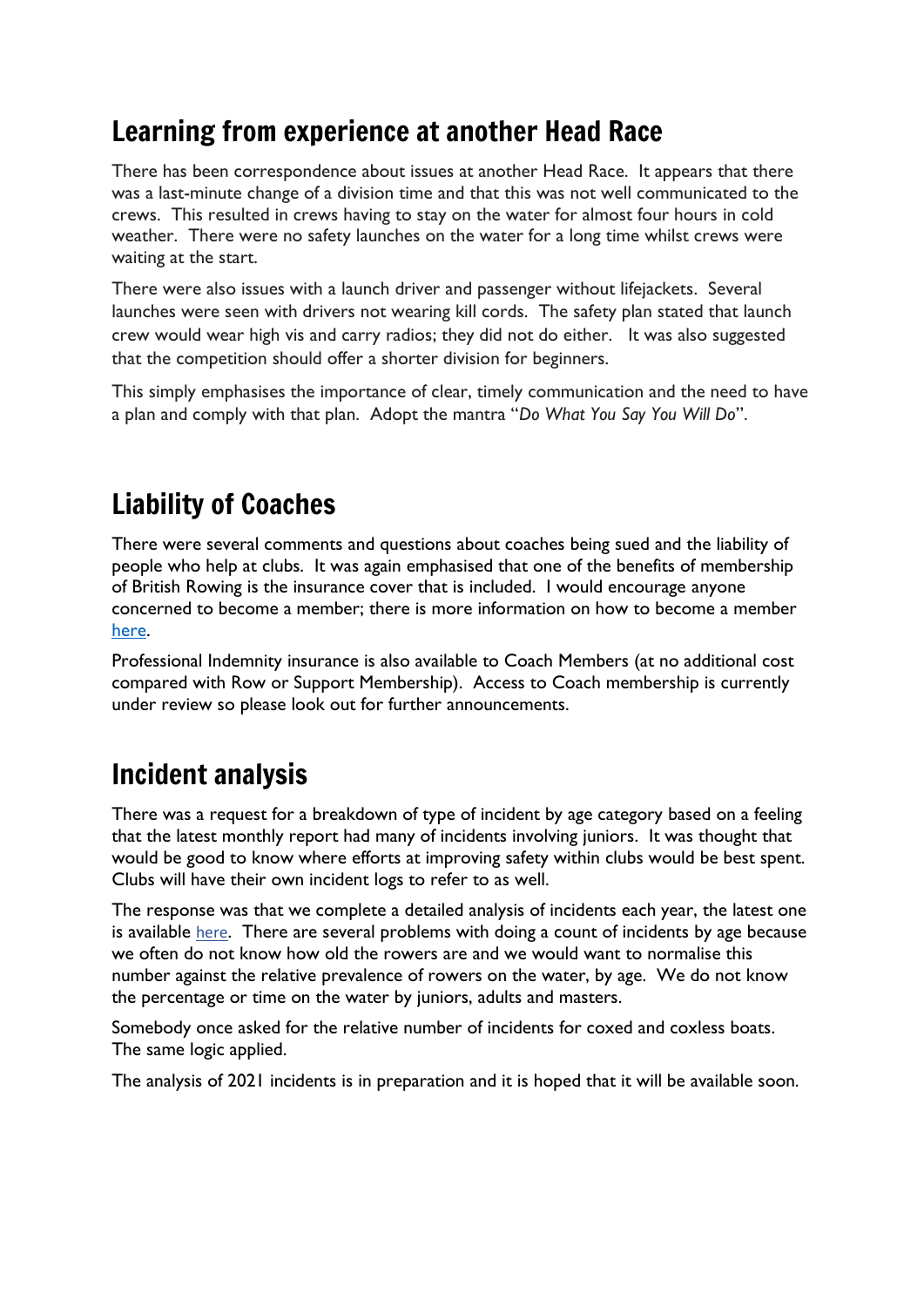## Learning from experience at another Head Race

There has been correspondence about issues at another Head Race. It appears that there was a last-minute change of a division time and that this was not well communicated to the crews. This resulted in crews having to stay on the water for almost four hours in cold weather. There were no safety launches on the water for a long time whilst crews were waiting at the start.

There were also issues with a launch driver and passenger without lifejackets. Several launches were seen with drivers not wearing kill cords. The safety plan stated that launch crew would wear high vis and carry radios; they did not do either. It was also suggested that the competition should offer a shorter division for beginners.

This simply emphasises the importance of clear, timely communication and the need to have a plan and comply with that plan. Adopt the mantra "*Do What You Say You Will Do*".

## Liability of Coaches

There were several comments and questions about coaches being sued and the liability of people who help at clubs. It was again emphasised that one of the benefits of membership of British Rowing is the insurance cover that is included. I would encourage anyone concerned to become a member; there is more information on how to become a member here.

Professional Indemnity insurance is also available to Coach Members (at no additional cost compared with Row or Support Membership). Access to Coach membership is currently under review so please look out for further announcements.

## Incident analysis

There was a request for a breakdown of type of incident by age category based on a feeling that the latest monthly report had many of incidents involving juniors. It was thought that would be good to know where efforts at improving safety within clubs would be best spent. Clubs will have their own incident logs to refer to as well.

The response was that we complete a detailed analysis of incidents each year, the latest one is available here. There are several problems with doing a count of incidents by age because we often do not know how old the rowers are and we would want to normalise this number against the relative prevalence of rowers on the water, by age. We do not know the percentage or time on the water by juniors, adults and masters.

Somebody once asked for the relative number of incidents for coxed and coxless boats. The same logic applied.

The analysis of 2021 incidents is in preparation and it is hoped that it will be available soon.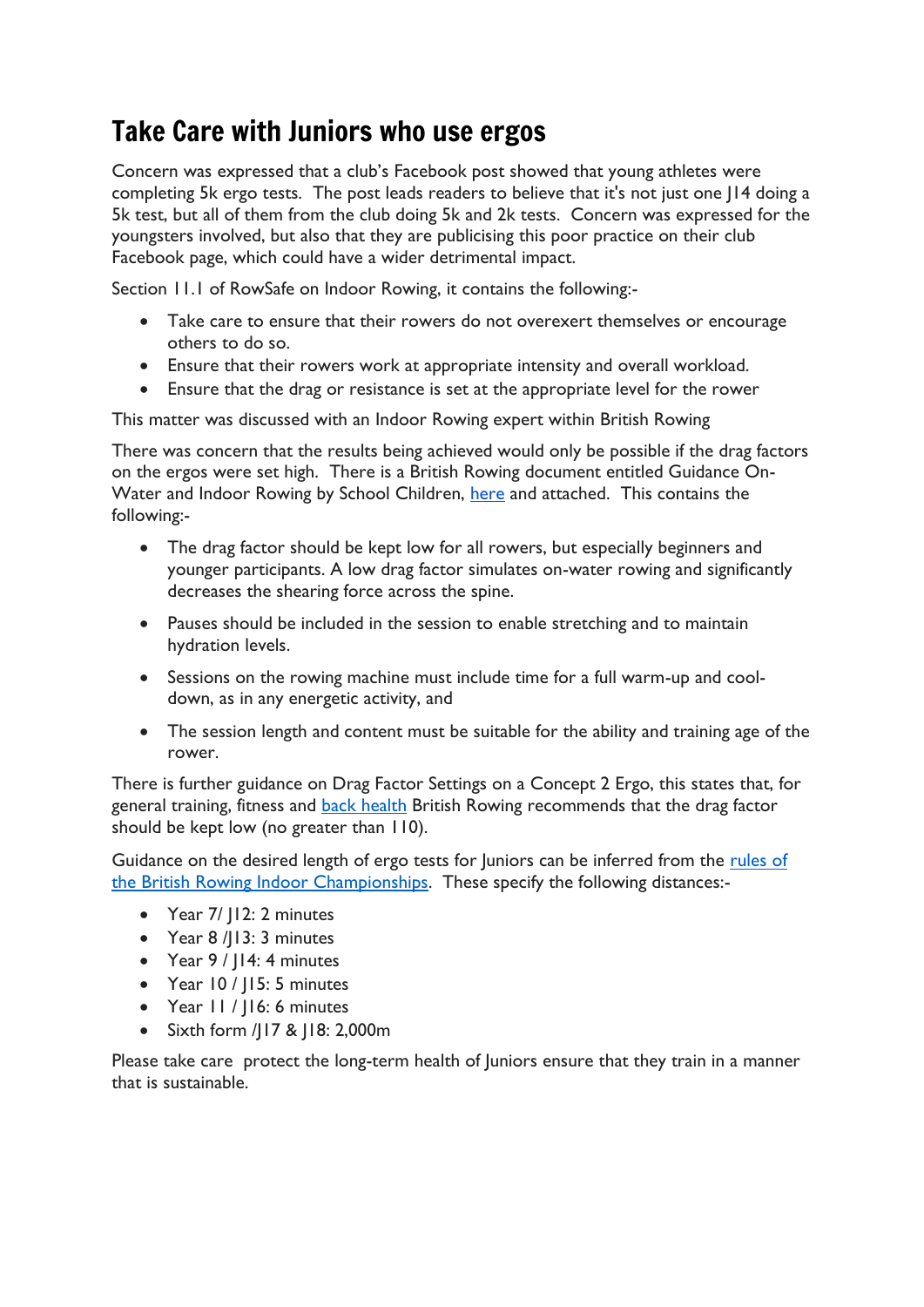# Take Care with Juniors who use ergos

Concern was expressed that a club's Facebook post showed that young athletes were completing 5k ergo tests. The post leads readers to believe that it's not just one J14 doing a 5k test, but all of them from the club doing 5k and 2k tests. Concern was expressed for the youngsters involved, but also that they are publicising this poor practice on their club Facebook page, which could have a wider detrimental impact.

Section 11.1 of RowSafe on Indoor Rowing, it contains the following:-

- Take care to ensure that their rowers do not overexert themselves or encourage others to do so.
- Ensure that their rowers work at appropriate intensity and overall workload.
- Ensure that the drag or resistance is set at the appropriate level for the rower

This matter was discussed with an Indoor Rowing expert within British Rowing

There was concern that the results being achieved would only be possible if the drag factors on the ergos were set high. There is a British Rowing document entitled Guidance On-Water and Indoor Rowing by School Children, here and attached. This contains the following:-

- The drag factor should be kept low for all rowers, but especially beginners and younger participants. A low drag factor simulates on-water rowing and significantly decreases the shearing force across the spine.
- Pauses should be included in the session to enable stretching and to maintain hydration levels.
- Sessions on the rowing machine must include time for a full warm-up and cool-down, as in any energetic activity, and
- The session length and content must be suitable for the ability and training age of the rower.

There is further guidance on Drag Factor Settings on a Concept 2 Ergo, this states that, for general training, fitness and back health British Rowing recommends that the drag factor should be kept low (no greater than 110).

Guidance on the desired length of ergo tests for Juniors can be inferred from the rules of the British Rowing Indoor Championships. These specify the following distances:-

- Year 7/ J12: 2 minutes
- Year 8 /J13: 3 minutes
- Year 9 / J14: 4 minutes
- Year 10 / J15: 5 minutes
- Year 11 / J16: 6 minutes
- Sixth form /J17 & J18: 2,000m

Please take care protect the long-term health of Juniors ensure that they train in a manner that is sustainable.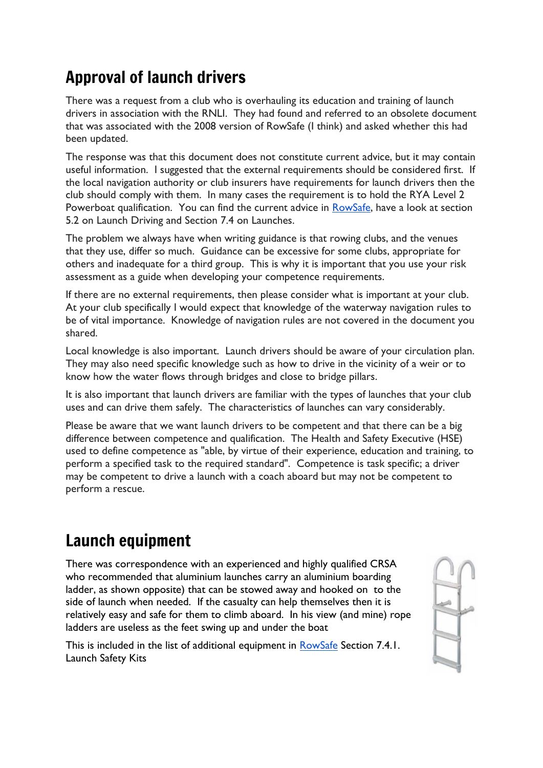## Approval of launch drivers

There was a request from a club who is overhauling its education and training of launch drivers in association with the RNLI. They had found and referred to an obsolete document that was associated with the 2008 version of RowSafe (I think) and asked whether this had been updated.

The response was that this document does not constitute current advice, but it may contain useful information. I suggested that the external requirements should be considered first. If the local navigation authority or club insurers have requirements for launch drivers then the club should comply with them. In many cases the requirement is to hold the RYA Level 2 Powerboat qualification. You can find the current advice in RowSafe, have a look at section 5.2 on Launch Driving and Section 7.4 on Launches.

The problem we always have when writing guidance is that rowing clubs, and the venues that they use, differ so much. Guidance can be excessive for some clubs, appropriate for others and inadequate for a third group. This is why it is important that you use your risk assessment as a guide when developing your competence requirements.

If there are no external requirements, then please consider what is important at your club. At your club specifically I would expect that knowledge of the waterway navigation rules to be of vital importance. Knowledge of navigation rules are not covered in the document you shared.

Local knowledge is also important. Launch drivers should be aware of your circulation plan. They may also need specific knowledge such as how to drive in the vicinity of a weir or to know how the water flows through bridges and close to bridge pillars.

It is also important that launch drivers are familiar with the types of launches that your club uses and can drive them safely. The characteristics of launches can vary considerably.

Please be aware that we want launch drivers to be competent and that there can be a big difference between competence and qualification. The Health and Safety Executive (HSE) used to define competence as "able, by virtue of their experience, education and training, to perform a specified task to the required standard". Competence is task specific; a driver may be competent to drive a launch with a coach aboard but may not be competent to perform a rescue.

## Launch equipment

There was correspondence with an experienced and highly qualified CRSA who recommended that aluminium launches carry an aluminium boarding ladder, as shown opposite) that can be stowed away and hooked on to the side of launch when needed. If the casualty can help themselves then it is relatively easy and safe for them to climb aboard. In his view (and mine) rope ladders are useless as the feet swing up and under the boat

This is included in the list of additional equipment in RowSafe Section 7.4.1. Launch Safety Kits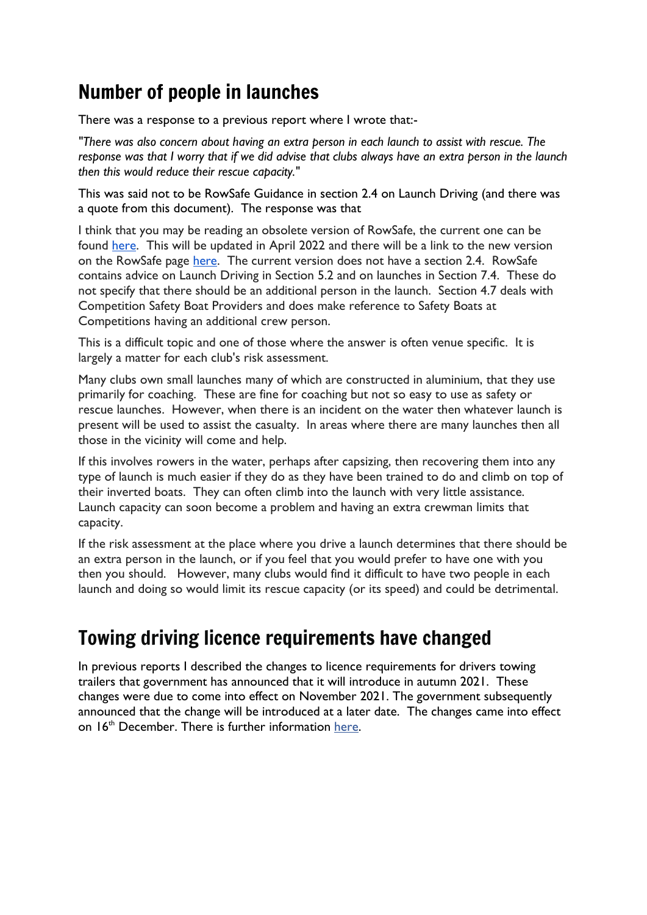## Number of people in launches

There was a response to a previous report where I wrote that:-

*"There was also concern about having an extra person in each launch to assist with rescue. The response was that I worry that if we did advise that clubs always have an extra person in the launch then this would reduce their rescue capacity."*

This was said not to be RowSafe Guidance in section 2.4 on Launch Driving (and there was a quote from this document). The response was that

I think that you may be reading an obsolete version of RowSafe, the current one can be found [here](). This will be updated in April 2022 and there will be a link to the new version on the RowSafe page [here](). The current version does not have a section 2.4. RowSafe contains advice on Launch Driving in Section 5.2 and on launches in Section 7.4. These do not specify that there should be an additional person in the launch. Section 4.7 deals with Competition Safety Boat Providers and does make reference to Safety Boats at Competitions having an additional crew person.

This is a difficult topic and one of those where the answer is often venue specific. It is largely a matter for each club's risk assessment.

Many clubs own small launches many of which are constructed in aluminium, that they use primarily for coaching. These are fine for coaching but not so easy to use as safety or rescue launches. However, when there is an incident on the water then whatever launch is present will be used to assist the casualty. In areas where there are many launches then all those in the vicinity will come and help.

If this involves rowers in the water, perhaps after capsizing, then recovering them into any type of launch is much easier if they do as they have been trained to do and climb on top of their inverted boats. They can often climb into the launch with very little assistance. Launch capacity can soon become a problem and having an extra crewman limits that capacity.

If the risk assessment at the place where you drive a launch determines that there should be an extra person in the launch, or if you feel that you would prefer to have one with you then you should. However, many clubs would find it difficult to have two people in each launch and doing so would limit its rescue capacity (or its speed) and could be detrimental.

## Towing driving licence requirements have changed

In previous reports I described the changes to licence requirements for drivers towing trailers that government has announced that it will introduce in autumn 2021. These changes were due to come into effect on November 2021. The government subsequently announced that the change will be introduced at a later date. The changes came into effect on 16th December. There is further information [here]().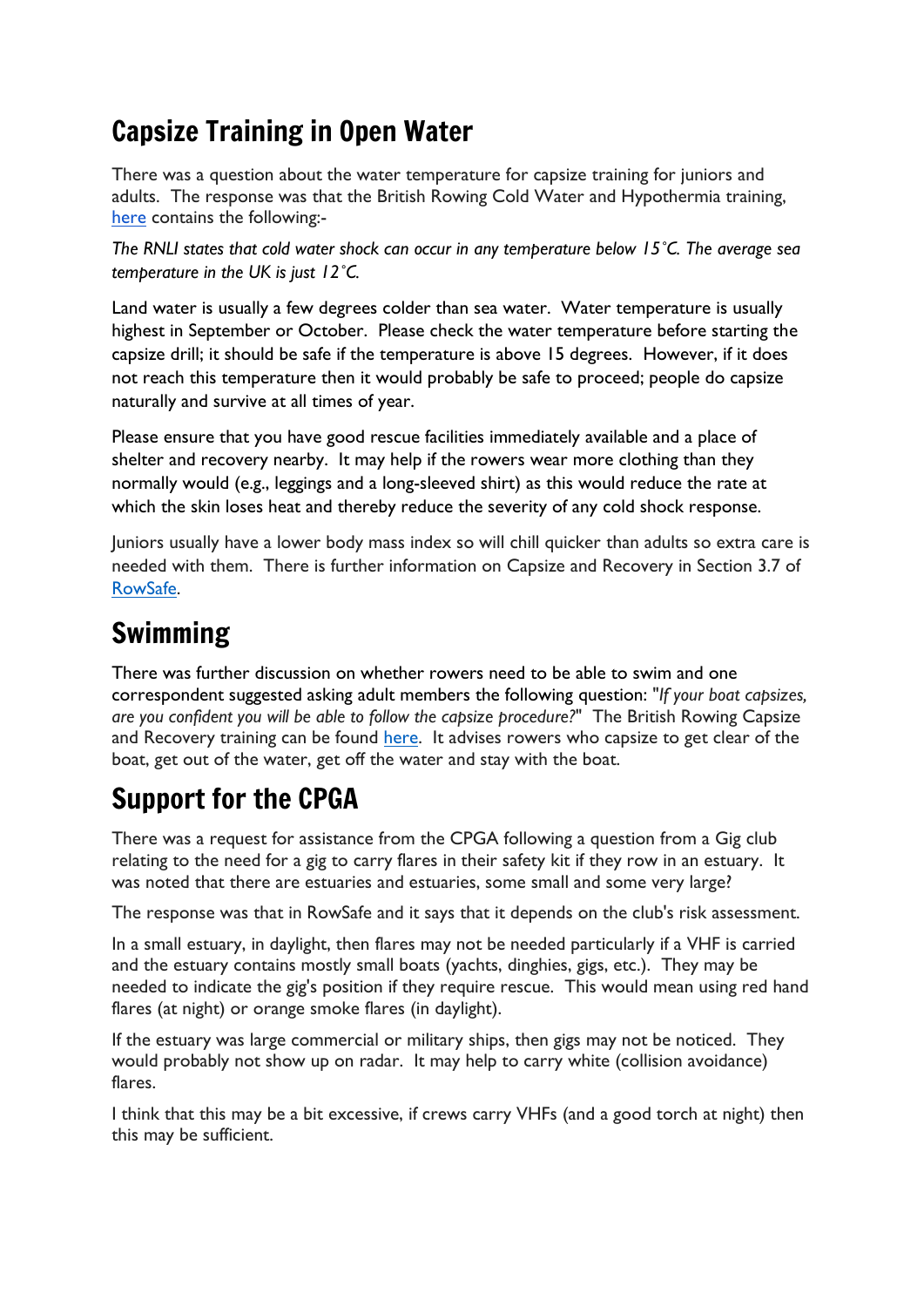## Capsize Training in Open Water

There was a question about the water temperature for capsize training for juniors and adults. The response was that the British Rowing Cold Water and Hypothermia training, [here](#) contains the following:-

*The RNLI states that cold water shock can occur in any temperature below 15˚C. The average sea temperature in the UK is just 12˚C.*

Land water is usually a few degrees colder than sea water. Water temperature is usually highest in September or October. Please check the water temperature before starting the capsize drill; it should be safe if the temperature is above 15 degrees. However, if it does not reach this temperature then it would probably be safe to proceed; people do capsize naturally and survive at all times of year.

Please ensure that you have good rescue facilities immediately available and a place of shelter and recovery nearby. It may help if the rowers wear more clothing than they normally would (e.g., leggings and a long-sleeved shirt) as this would reduce the rate at which the skin loses heat and thereby reduce the severity of any cold shock response.

Juniors usually have a lower body mass index so will chill quicker than adults so extra care is needed with them. There is further information on Capsize and Recovery in Section 3.7 of [RowSafe](#).

## Swimming

There was further discussion on whether rowers need to be able to swim and one correspondent suggested asking adult members the following question: "*If your boat capsizes, are you confident you will be able to follow the capsize procedure?*" The British Rowing Capsize and Recovery training can be found [here](#). It advises rowers who capsize to get clear of the boat, get out of the water, get off the water and stay with the boat.

## Support for the CPGA

There was a request for assistance from the CPGA following a question from a Gig club relating to the need for a gig to carry flares in their safety kit if they row in an estuary. It was noted that there are estuaries and estuaries, some small and some very large?

The response was that in RowSafe and it says that it depends on the club's risk assessment.

In a small estuary, in daylight, then flares may not be needed particularly if a VHF is carried and the estuary contains mostly small boats (yachts, dinghies, gigs, etc.). They may be needed to indicate the gig's position if they require rescue. This would mean using red hand flares (at night) or orange smoke flares (in daylight).

If the estuary was large commercial or military ships, then gigs may not be noticed. They would probably not show up on radar. It may help to carry white (collision avoidance) flares.

I think that this may be a bit excessive, if crews carry VHFs (and a good torch at night) then this may be sufficient.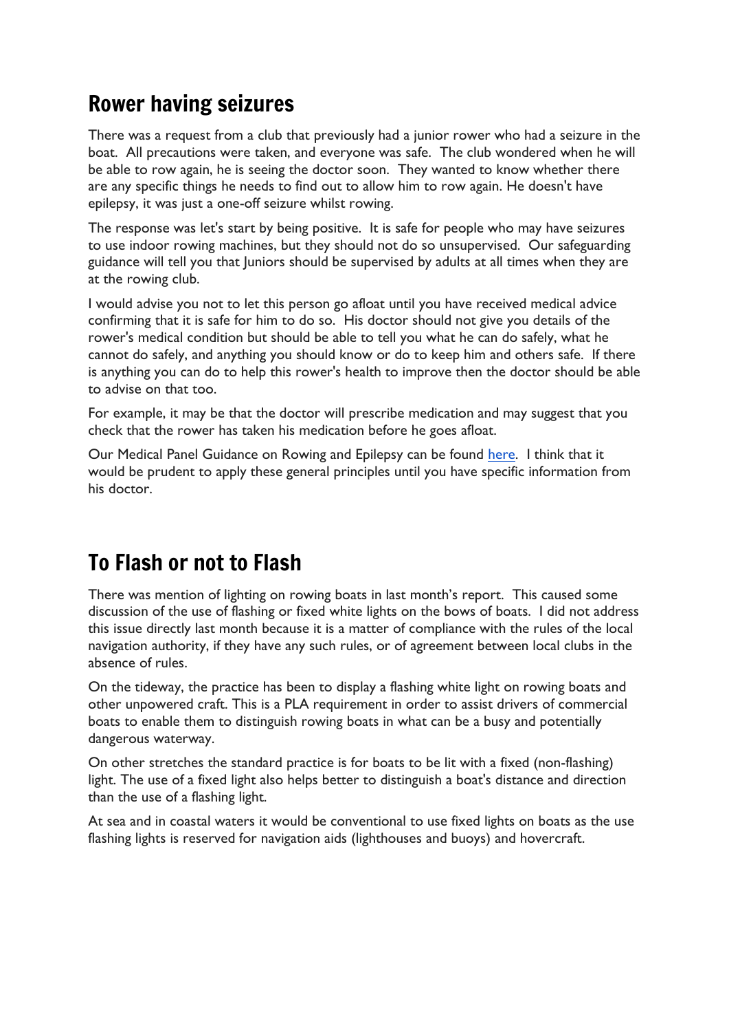## Rower having seizures

There was a request from a club that previously had a junior rower who had a seizure in the boat. All precautions were taken, and everyone was safe. The club wondered when he will be able to row again, he is seeing the doctor soon. They wanted to know whether there are any specific things he needs to find out to allow him to row again. He doesn't have epilepsy, it was just a one-off seizure whilst rowing.

The response was let's start by being positive. It is safe for people who may have seizures to use indoor rowing machines, but they should not do so unsupervised. Our safeguarding guidance will tell you that Juniors should be supervised by adults at all times when they are at the rowing club.

I would advise you not to let this person go afloat until you have received medical advice confirming that it is safe for him to do so. His doctor should not give you details of the rower's medical condition but should be able to tell you what he can do safely, what he cannot do safely, and anything you should know or do to keep him and others safe. If there is anything you can do to help this rower's health to improve then the doctor should be able to advise on that too.

For example, it may be that the doctor will prescribe medication and may suggest that you check that the rower has taken his medication before he goes afloat.

Our Medical Panel Guidance on Rowing and Epilepsy can be found here. I think that it would be prudent to apply these general principles until you have specific information from his doctor.

## To Flash or not to Flash

There was mention of lighting on rowing boats in last month's report. This caused some discussion of the use of flashing or fixed white lights on the bows of boats. I did not address this issue directly last month because it is a matter of compliance with the rules of the local navigation authority, if they have any such rules, or of agreement between local clubs in the absence of rules.

On the tideway, the practice has been to display a flashing white light on rowing boats and other unpowered craft. This is a PLA requirement in order to assist drivers of commercial boats to enable them to distinguish rowing boats in what can be a busy and potentially dangerous waterway.

On other stretches the standard practice is for boats to be lit with a fixed (non-flashing) light. The use of a fixed light also helps better to distinguish a boat's distance and direction than the use of a flashing light.

At sea and in coastal waters it would be conventional to use fixed lights on boats as the use flashing lights is reserved for navigation aids (lighthouses and buoys) and hovercraft.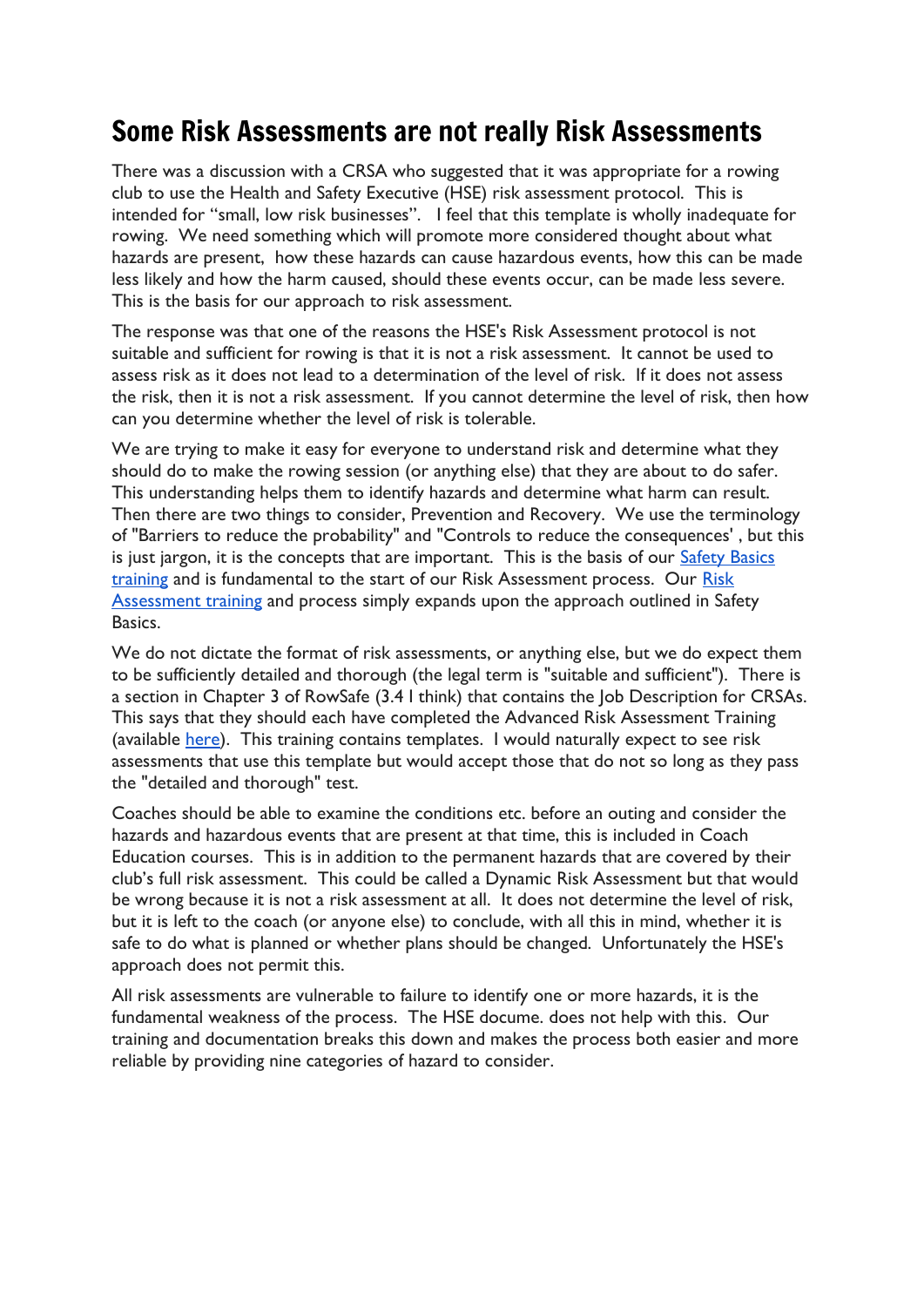# Some Risk Assessments are not really Risk Assessments

There was a discussion with a CRSA who suggested that it was appropriate for a rowing club to use the Health and Safety Executive (HSE) risk assessment protocol. This is intended for "small, low risk businesses". I feel that this template is wholly inadequate for rowing. We need something which will promote more considered thought about what hazards are present, how these hazards can cause hazardous events, how this can be made less likely and how the harm caused, should these events occur, can be made less severe. This is the basis for our approach to risk assessment.

The response was that one of the reasons the HSE's Risk Assessment protocol is not suitable and sufficient for rowing is that it is not a risk assessment. It cannot be used to assess risk as it does not lead to a determination of the level of risk. If it does not assess the risk, then it is not a risk assessment. If you cannot determine the level of risk, then how can you determine whether the level of risk is tolerable.

We are trying to make it easy for everyone to understand risk and determine what they should do to make the rowing session (or anything else) that they are about to do safer. This understanding helps them to identify hazards and determine what harm can result. Then there are two things to consider, Prevention and Recovery. We use the terminology of "Barriers to reduce the probability" and "Controls to reduce the consequences' , but this is just jargon, it is the concepts that are important. This is the basis of our Safety Basics training and is fundamental to the start of our Risk Assessment process. Our Risk Assessment training and process simply expands upon the approach outlined in Safety Basics.

We do not dictate the format of risk assessments, or anything else, but we do expect them to be sufficiently detailed and thorough (the legal term is "suitable and sufficient"). There is a section in Chapter 3 of RowSafe (3.4 I think) that contains the Job Description for CRSAs. This says that they should each have completed the Advanced Risk Assessment Training (available here). This training contains templates. I would naturally expect to see risk assessments that use this template but would accept those that do not so long as they pass the "detailed and thorough" test.

Coaches should be able to examine the conditions etc. before an outing and consider the hazards and hazardous events that are present at that time, this is included in Coach Education courses. This is in addition to the permanent hazards that are covered by their club's full risk assessment. This could be called a Dynamic Risk Assessment but that would be wrong because it is not a risk assessment at all. It does not determine the level of risk, but it is left to the coach (or anyone else) to conclude, with all this in mind, whether it is safe to do what is planned or whether plans should be changed. Unfortunately the HSE's approach does not permit this.

All risk assessments are vulnerable to failure to identify one or more hazards, it is the fundamental weakness of the process. The HSE docume. does not help with this. Our training and documentation breaks this down and makes the process both easier and more reliable by providing nine categories of hazard to consider.